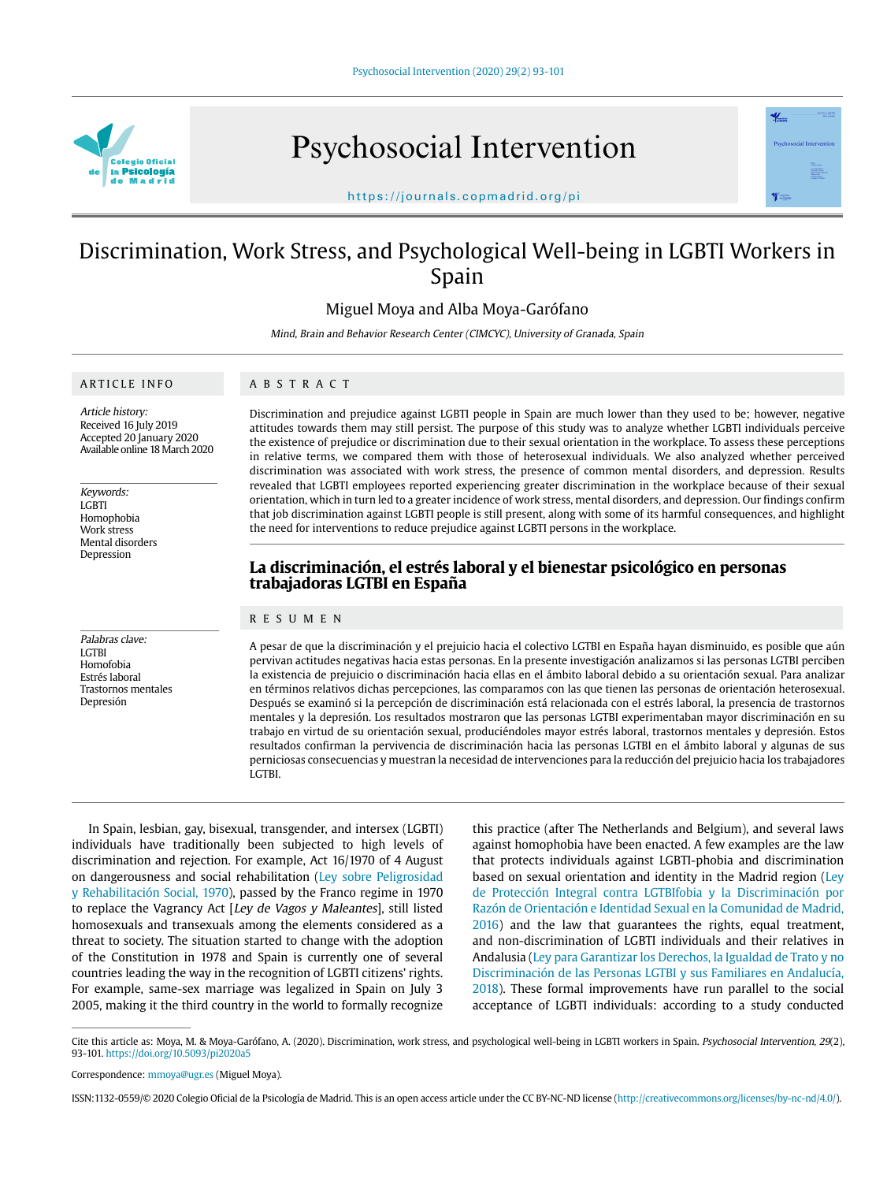# Discrimination, Work Stress, and Psychological Well-being in LGBTI Workers in Spain

Miguel Moya and Alba Moya-Garófano

*Mind, Brain and Behavior Research Center (CIMCYC), University of Granada, Spain*

## ARTICLE INFO

*Article history:*
Received 16 July 2019
Accepted 20 January 2020
Available online 18 March 2020

*Keywords:*
LGBTI
Homophobia
Work stress
Mental disorders
Depression

## ABSTRACT

Discrimination and prejudice against LGBTI people in Spain are much lower than they used to be; however, negative attitudes towards them may still persist. The purpose of this study was to analyze whether LGBTI individuals perceive the existence of prejudice or discrimination due to their sexual orientation in the workplace. To assess these perceptions in relative terms, we compared them with those of heterosexual individuals. We also analyzed whether perceived discrimination was associated with work stress, the presence of common mental disorders, and depression. Results revealed that LGBTI employees reported experiencing greater discrimination in the workplace because of their sexual orientation, which in turn led to a greater incidence of work stress, mental disorders, and depression. Our findings confirm that job discrimination against LGBTI people is still present, along with some of its harmful consequences, and highlight the need for interventions to reduce prejudice against LGBTI persons in the workplace.

## La discriminación, el estrés laboral y el bienestar psicológico en personas trabajadoras LGTBI en España

*Palabras clave:*
LGTBI
Homofobia
Estrés laboral
Trastornos mentales
Depresión

## RESUMEN

A pesar de que la discriminación y el prejuicio hacia el colectivo LGTBI en España hayan disminuido, es posible que aún pervivan actitudes negativas hacia estas personas. En la presente investigación analizamos si las personas LGTBI perciben la existencia de prejuicio o discriminación hacia ellas en el ámbito laboral debido a su orientación sexual. Para analizar en términos relativos dichas percepciones, las comparamos con las que tienen las personas de orientación heterosexual. Después se examinó si la percepción de discriminación está relacionada con el estrés laboral, la presencia de trastornos mentales y la depresión. Los resultados mostraron que las personas LGTBI experimentaban mayor discriminación en su trabajo en virtud de su orientación sexual, produciéndoles mayor estrés laboral, trastornos mentales y depresión. Estos resultados confirman la pervivencia de discriminación hacia las personas LGTBI en el ámbito laboral y algunas de sus perniciosas consecuencias y muestran la necesidad de intervenciones para la reducción del prejuicio hacia los trabajadores LGTBI.

In Spain, lesbian, gay, bisexual, transgender, and intersex (LGBTI) individuals have traditionally been subjected to high levels of discrimination and rejection. For example, Act 16/1970 of 4 August on dangerousness and social rehabilitation (Ley sobre Peligrosidad y Rehabilitación Social, 1970), passed by the Franco regime in 1970 to replace the Vagrancy Act [*Ley de Vagos y Maleantes*], still listed homosexuals and transexuals among the elements considered as a threat to society. The situation started to change with the adoption of the Constitution in 1978 and Spain is currently one of several countries leading the way in the recognition of LGBTI citizens' rights. For example, same-sex marriage was legalized in Spain on July 3 2005, making it the third country in the world to formally recognize this practice (after The Netherlands and Belgium), and several laws against homophobia have been enacted. A few examples are the law that protects individuals against LGBTI-phobia and discrimination based on sexual orientation and identity in the Madrid region (Ley de Protección Integral contra LGTBIfobia y la Discriminación por Razón de Orientación e Identidad Sexual en la Comunidad de Madrid, 2016) and the law that guarantees the rights, equal treatment, and non-discrimination of LGBTI individuals and their relatives in Andalusia (Ley para Garantizar los Derechos, la Igualdad de Trato y no Discriminación de las Personas LGBTI y sus Familiares en Andalucía, 2018). These formal improvements have run parallel to the social acceptance of LGBTI individuals: according to a study conducted

Cite this article as: Moya, M. & Moya-Garófano, A. (2020). Discrimination, work stress, and psychological well-being in LGBTI workers in Spain. *Psychosocial Intervention, 29*(2), 93-101. https://doi.org/10.5093/pi2020a5

Correspondence: mmoya@ugr.es (Miguel Moya).

ISSN:1132-0559/© 2020 Colegio Oficial de la Psicología de Madrid. This is an open access article under the CC BY-NC-ND license (http://creativecommons.org/licenses/by-nc-nd/4.0/).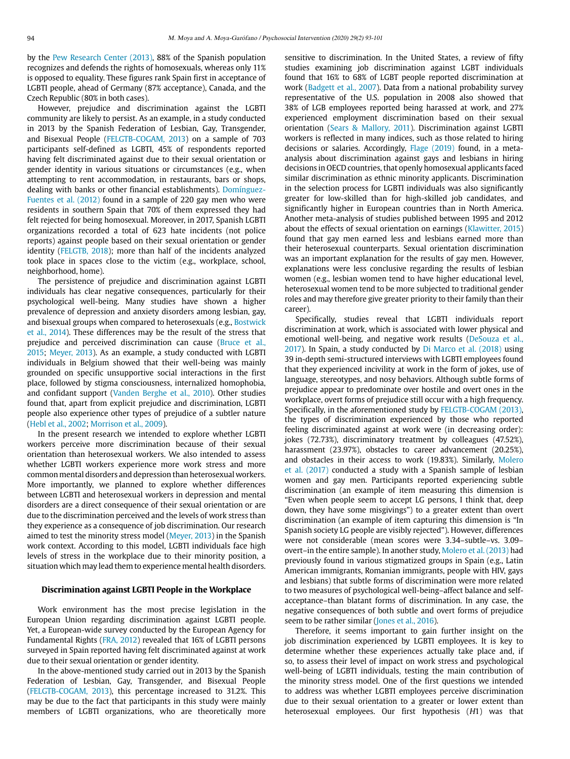by the Pew Research Center (2013), 88% of the Spanish population recognizes and defends the rights of homosexuals, whereas only 11% is opposed to equality. These figures rank Spain first in acceptance of LGBTI people, ahead of Germany (87% acceptance), Canada, and the Czech Republic (80% in both cases).

However, prejudice and discrimination against the LGBTI community are likely to persist. As an example, in a study conducted in 2013 by the Spanish Federation of Lesbian, Gay, Transgender, and Bisexual People (FELGTB-COGAM, 2013) on a sample of 703 participants self-defined as LGBTI, 45% of respondents reported having felt discriminated against due to their sexual orientation or gender identity in various situations or circumstances (e.g., when attempting to rent accommodation, in restaurants, bars or shops, dealing with banks or other financial establishments). Domínguez-Fuentes et al. (2012) found in a sample of 220 gay men who were residents in southern Spain that 70% of them expressed they had felt rejected for being homosexual. Moreover, in 2017, Spanish LGBTI organizations recorded a total of 623 hate incidents (not police reports) against people based on their sexual orientation or gender identity (FELGTB, 2018); more than half of the incidents analyzed took place in spaces close to the victim (e.g., workplace, school, neighborhood, home).

The persistence of prejudice and discrimination against LGBTI individuals has clear negative consequences, particularly for their psychological well-being. Many studies have shown a higher prevalence of depression and anxiety disorders among lesbian, gay, and bisexual groups when compared to heterosexuals (e.g., Bostwick et al., 2014). These differences may be the result of the stress that prejudice and perceived discrimination can cause (Bruce et al., 2015; Meyer, 2013). As an example, a study conducted with LGBTI individuals in Belgium showed that their well-being was mainly grounded on specific unsupportive social interactions in the first place, followed by stigma consciousness, internalized homophobia, and confidant support (Vanden Berghe et al., 2010). Other studies found that, apart from explicit prejudice and discrimination, LGBTI people also experience other types of prejudice of a subtler nature (Hebl et al., 2002; Morrison et al., 2009).

In the present research we intended to explore whether LGBTI workers perceive more discrimination because of their sexual orientation than heterosexual workers. We also intended to assess whether LGBTI workers experience more work stress and more common mental disorders and depression than heterosexual workers. More importantly, we planned to explore whether differences between LGBTI and heterosexual workers in depression and mental disorders are a direct consequence of their sexual orientation or are due to the discrimination perceived and the levels of work stress than they experience as a consequence of job discrimination. Our research aimed to test the minority stress model (Meyer, 2013) in the Spanish work context. According to this model, LGBTI individuals face high levels of stress in the workplace due to their minority position, a situation which may lead them to experience mental health disorders.

## Discrimination against LGBTI People in the Workplace

Work environment has the most precise legislation in the European Union regarding discrimination against LGBTI people. Yet, a European-wide survey conducted by the European Agency for Fundamental Rights (FRA, 2012) revealed that 16% of LGBTI persons surveyed in Spain reported having felt discriminated against at work due to their sexual orientation or gender identity.

In the above-mentioned study carried out in 2013 by the Spanish Federation of Lesbian, Gay, Transgender, and Bisexual People (FELGTB-COGAM, 2013), this percentage increased to 31.2%. This may be due to the fact that participants in this study were mainly members of LGBTI organizations, who are theoretically more sensitive to discrimination. In the United States, a review of fifty studies examining job discrimination against LGBT individuals found that 16% to 68% of LGBT people reported discrimination at work (Badgett et al., 2007). Data from a national probability survey representative of the U.S. population in 2008 also showed that 38% of LGB employees reported being harassed at work, and 27% experienced employment discrimination based on their sexual orientation (Sears & Mallory, 2011). Discrimination against LGBTI workers is reflected in many indices, such as those related to hiring decisions or salaries. Accordingly, Flage (2019) found, in a meta-analysis about discrimination against gays and lesbians in hiring decisions in OECD countries, that openly homosexual applicants faced similar discrimination as ethnic minority applicants. Discrimination in the selection process for LGBTI individuals was also significantly greater for low-skilled than for high-skilled job candidates, and significantly higher in European countries than in North America. Another meta-analysis of studies published between 1995 and 2012 about the effects of sexual orientation on earnings (Klawitter, 2015) found that gay men earned less and lesbians earned more than their heterosexual counterparts. Sexual orientation discrimination was an important explanation for the results of gay men. However, explanations were less conclusive regarding the results of lesbian women (e.g., lesbian women tend to have higher educational level, heterosexual women tend to be more subjected to traditional gender roles and may therefore give greater priority to their family than their career).

Specifically, studies reveal that LGBTI individuals report discrimination at work, which is associated with lower physical and emotional well-being, and negative work results (DeSouza et al., 2017). In Spain, a study conducted by Di Marco et al. (2018) using 39 in-depth semi-structured interviews with LGBTI employees found that they experienced incivility at work in the form of jokes, use of language, stereotypes, and nosy behaviors. Although subtle forms of prejudice appear to predominate over hostile and overt ones in the workplace, overt forms of prejudice still occur with a high frequency. Specifically, in the aforementioned study by FELGTB-COGAM (2013), the types of discrimination experienced by those who reported feeling discriminated against at work were (in decreasing order): jokes (72.73%), discriminatory treatment by colleagues (47.52%), harassment (23.97%), obstacles to career advancement (20.25%), and obstacles in their access to work (19.83%). Similarly, Molero et al. (2017) conducted a study with a Spanish sample of lesbian women and gay men. Participants reported experiencing subtle discrimination (an example of item measuring this dimension is "Even when people seem to accept LG persons, I think that, deep down, they have some misgivings") to a greater extent than overt discrimination (an example of item capturing this dimension is "In Spanish society LG people are visibly rejected"). However, differences were not considerable (mean scores were 3.34–subtle–vs. 3.09–overt–in the entire sample). In another study, Molero et al. (2013) had previously found in various stigmatized groups in Spain (e.g., Latin American immigrants, Romanian immigrants, people with HIV, gays and lesbians) that subtle forms of discrimination were more related to two measures of psychological well-being–affect balance and self-acceptance–than blatant forms of discrimination. In any case, the negative consequences of both subtle and overt forms of prejudice seem to be rather similar (Jones et al., 2016).

Therefore, it seems important to gain further insight on the job discrimination experienced by LGBTI employees. It is key to determine whether these experiences actually take place and, if so, to assess their level of impact on work stress and psychological well-being of LGBTI individuals, testing the main contribution of the minority stress model. One of the first questions we intended to address was whether LGBTI employees perceive discrimination due to their sexual orientation to a greater or lower extent than heterosexual employees. Our first hypothesis (*H*1) was that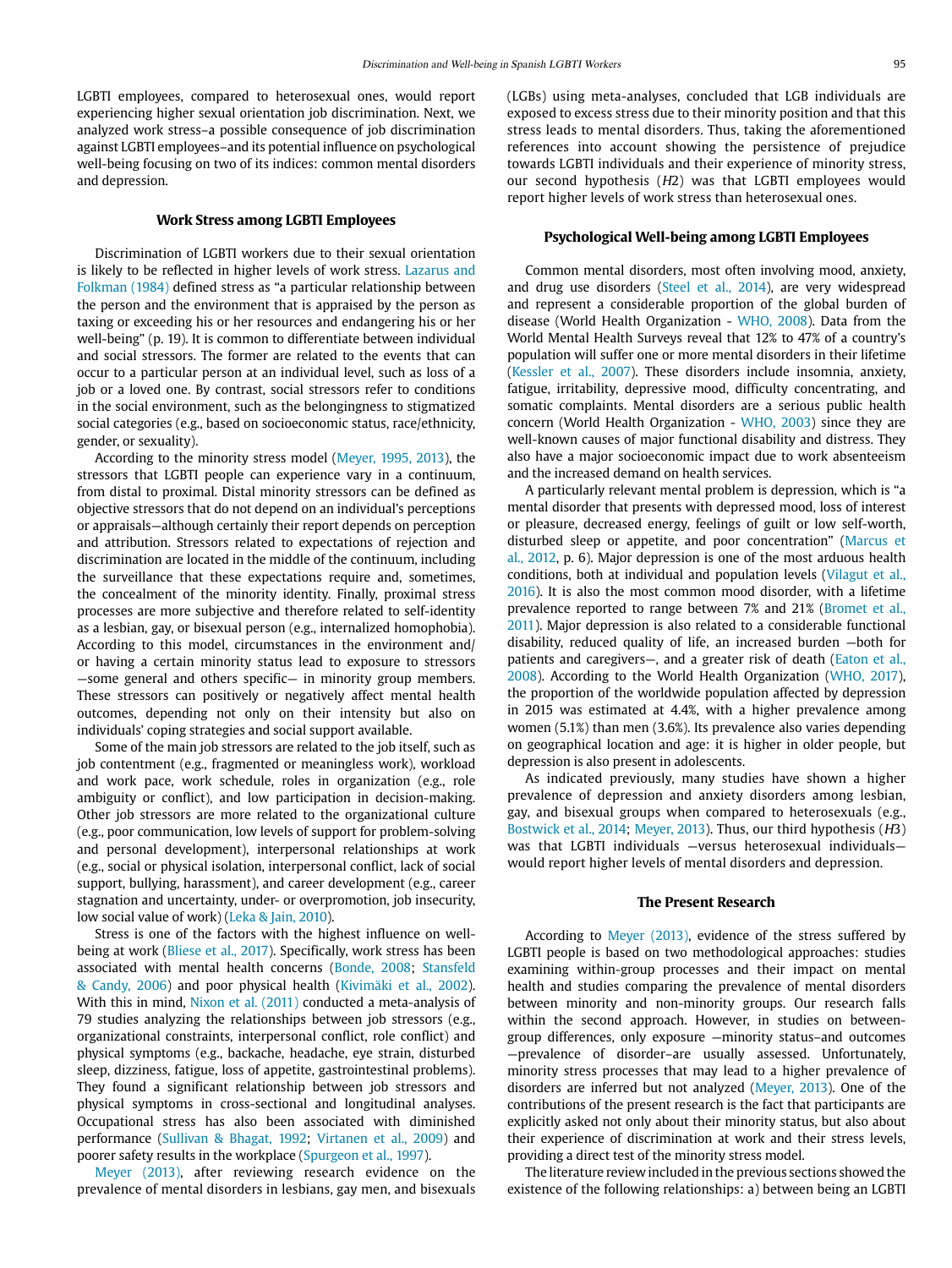LGBTI employees, compared to heterosexual ones, would report experiencing higher sexual orientation job discrimination. Next, we analyzed work stress–a possible consequence of job discrimination against LGBTI employees–and its potential influence on psychological well-being focusing on two of its indices: common mental disorders and depression.

## Work Stress among LGBTI Employees

Discrimination of LGBTI workers due to their sexual orientation is likely to be reflected in higher levels of work stress. Lazarus and Folkman (1984) defined stress as "a particular relationship between the person and the environment that is appraised by the person as taxing or exceeding his or her resources and endangering his or her well-being" (p. 19). It is common to differentiate between individual and social stressors. The former are related to the events that can occur to a particular person at an individual level, such as loss of a job or a loved one. By contrast, social stressors refer to conditions in the social environment, such as the belongingness to stigmatized social categories (e.g., based on socioeconomic status, race/ethnicity, gender, or sexuality).

According to the minority stress model (Meyer, 1995, 2013), the stressors that LGBTI people can experience vary in a continuum, from distal to proximal. Distal minority stressors can be defined as objective stressors that do not depend on an individual's perceptions or appraisals—although certainly their report depends on perception and attribution. Stressors related to expectations of rejection and discrimination are located in the middle of the continuum, including the surveillance that these expectations require and, sometimes, the concealment of the minority identity. Finally, proximal stress processes are more subjective and therefore related to self-identity as a lesbian, gay, or bisexual person (e.g., internalized homophobia). According to this model, circumstances in the environment and/or having a certain minority status lead to exposure to stressors —some general and others specific— in minority group members. These stressors can positively or negatively affect mental health outcomes, depending not only on their intensity but also on individuals' coping strategies and social support available.

Some of the main job stressors are related to the job itself, such as job contentment (e.g., fragmented or meaningless work), workload and work pace, work schedule, roles in organization (e.g., role ambiguity or conflict), and low participation in decision-making. Other job stressors are more related to the organizational culture (e.g., poor communication, low levels of support for problem-solving and personal development), interpersonal relationships at work (e.g., social or physical isolation, interpersonal conflict, lack of social support, bullying, harassment), and career development (e.g., career stagnation and uncertainty, under- or overpromotion, job insecurity, low social value of work) (Leka & Jain, 2010).

Stress is one of the factors with the highest influence on well-being at work (Bliese et al., 2017). Specifically, work stress has been associated with mental health concerns (Bonde, 2008; Stansfeld & Candy, 2006) and poor physical health (Kivimäki et al., 2002). With this in mind, Nixon et al. (2011) conducted a meta-analysis of 79 studies analyzing the relationships between job stressors (e.g., organizational constraints, interpersonal conflict, role conflict) and physical symptoms (e.g., backache, headache, eye strain, disturbed sleep, dizziness, fatigue, loss of appetite, gastrointestinal problems). They found a significant relationship between job stressors and physical symptoms in cross-sectional and longitudinal analyses. Occupational stress has also been associated with diminished performance (Sullivan & Bhagat, 1992; Virtanen et al., 2009) and poorer safety results in the workplace (Spurgeon et al., 1997).

Meyer (2013), after reviewing research evidence on the prevalence of mental disorders in lesbians, gay men, and bisexuals (LGBs) using meta-analyses, concluded that LGB individuals are exposed to excess stress due to their minority position and that this stress leads to mental disorders. Thus, taking the aforementioned references into account showing the persistence of prejudice towards LGBTI individuals and their experience of minority stress, our second hypothesis (*H2*) was that LGBTI employees would report higher levels of work stress than heterosexual ones.

## Psychological Well-being among LGBTI Employees

Common mental disorders, most often involving mood, anxiety, and drug use disorders (Steel et al., 2014), are very widespread and represent a considerable proportion of the global burden of disease (World Health Organization - WHO, 2008). Data from the World Mental Health Surveys reveal that 12% to 47% of a country's population will suffer one or more mental disorders in their lifetime (Kessler et al., 2007). These disorders include insomnia, anxiety, fatigue, irritability, depressive mood, difficulty concentrating, and somatic complaints. Mental disorders are a serious public health concern (World Health Organization - WHO, 2003) since they are well-known causes of major functional disability and distress. They also have a major socioeconomic impact due to work absenteeism and the increased demand on health services.

A particularly relevant mental problem is depression, which is "a mental disorder that presents with depressed mood, loss of interest or pleasure, decreased energy, feelings of guilt or low self-worth, disturbed sleep or appetite, and poor concentration" (Marcus et al., 2012, p. 6). Major depression is one of the most arduous health conditions, both at individual and population levels (Vilagut et al., 2016). It is also the most common mood disorder, with a lifetime prevalence reported to range between 7% and 21% (Bromet et al., 2011). Major depression is also related to a considerable functional disability, reduced quality of life, an increased burden —both for patients and caregivers—, and a greater risk of death (Eaton et al., 2008). According to the World Health Organization (WHO, 2017), the proportion of the worldwide population affected by depression in 2015 was estimated at 4.4%, with a higher prevalence among women (5.1%) than men (3.6%). Its prevalence also varies depending on geographical location and age: it is higher in older people, but depression is also present in adolescents.

As indicated previously, many studies have shown a higher prevalence of depression and anxiety disorders among lesbian, gay, and bisexual groups when compared to heterosexuals (e.g., Bostwick et al., 2014; Meyer, 2013). Thus, our third hypothesis (*H3*) was that LGBTI individuals —versus heterosexual individuals— would report higher levels of mental disorders and depression.

## The Present Research

According to Meyer (2013), evidence of the stress suffered by LGBTI people is based on two methodological approaches: studies examining within-group processes and their impact on mental health and studies comparing the prevalence of mental disorders between minority and non-minority groups. Our research falls within the second approach. However, in studies on between-group differences, only exposure —minority status–and outcomes —prevalence of disorder–are usually assessed. Unfortunately, minority stress processes that may lead to a higher prevalence of disorders are inferred but not analyzed (Meyer, 2013). One of the contributions of the present research is the fact that participants are explicitly asked not only about their minority status, but also about their experience of discrimination at work and their stress levels, providing a direct test of the minority stress model.

The literature review included in the previous sections showed the existence of the following relationships: a) between being an LGBTI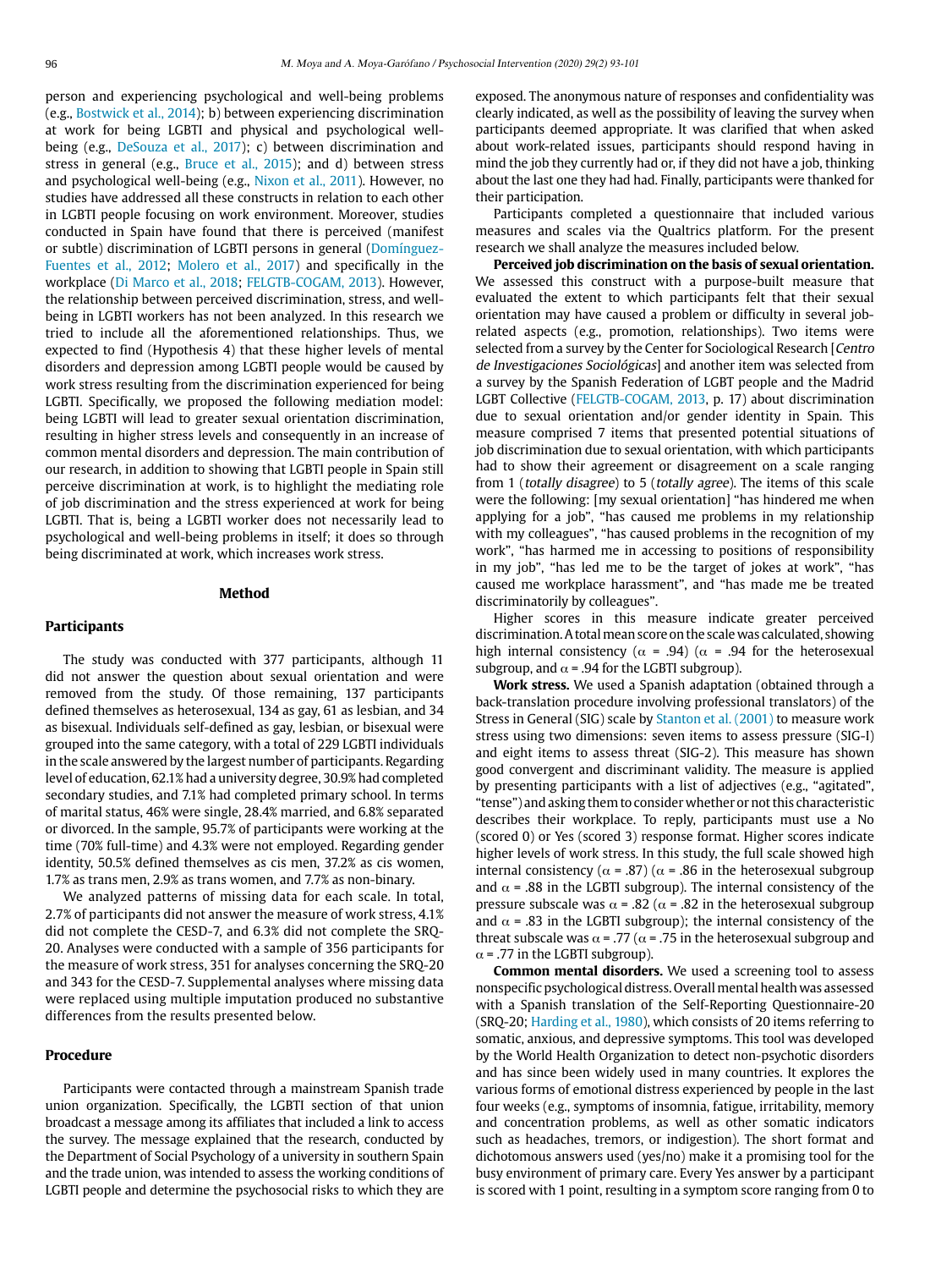person and experiencing psychological and well-being problems (e.g., Bostwick et al., 2014); b) between experiencing discrimination at work for being LGBTI and physical and psychological well-being (e.g., DeSouza et al., 2017); c) between discrimination and stress in general (e.g., Bruce et al., 2015); and d) between stress and psychological well-being (e.g., Nixon et al., 2011). However, no studies have addressed all these constructs in relation to each other in LGBTI people focusing on work environment. Moreover, studies conducted in Spain have found that there is perceived (manifest or subtle) discrimination of LGBTI persons in general (Domínguez-Fuentes et al., 2012; Molero et al., 2017) and specifically in the workplace (Di Marco et al., 2018; FELGTB-COGAM, 2013). However, the relationship between perceived discrimination, stress, and well-being in LGBTI workers has not been analyzed. In this research we tried to include all the aforementioned relationships. Thus, we expected to find (Hypothesis 4) that these higher levels of mental disorders and depression among LGBTI people would be caused by work stress resulting from the discrimination experienced for being LGBTI. Specifically, we proposed the following mediation model: being LGBTI will lead to greater sexual orientation discrimination, resulting in higher stress levels and consequently in an increase of common mental disorders and depression. The main contribution of our research, in addition to showing that LGBTI people in Spain still perceive discrimination at work, is to highlight the mediating role of job discrimination and the stress experienced at work for being LGBTI. That is, being a LGBTI worker does not necessarily lead to psychological and well-being problems in itself; it does so through being discriminated at work, which increases work stress.

## Method

### Participants

The study was conducted with 377 participants, although 11 did not answer the question about sexual orientation and were removed from the study. Of those remaining, 137 participants defined themselves as heterosexual, 134 as gay, 61 as lesbian, and 34 as bisexual. Individuals self-defined as gay, lesbian, or bisexual were grouped into the same category, with a total of 229 LGBTI individuals in the scale answered by the largest number of participants. Regarding level of education, 62.1% had a university degree, 30.9% had completed secondary studies, and 7.1% had completed primary school. In terms of marital status, 46% were single, 28.4% married, and 6.8% separated or divorced. In the sample, 95.7% of participants were working at the time (70% full-time) and 4.3% were not employed. Regarding gender identity, 50.5% defined themselves as cis men, 37.2% as cis women, 1.7% as trans men, 2.9% as trans women, and 7.7% as non-binary.

We analyzed patterns of missing data for each scale. In total, 2.7% of participants did not answer the measure of work stress, 4.1% did not complete the CESD-7, and 6.3% did not complete the SRQ-20. Analyses were conducted with a sample of 356 participants for the measure of work stress, 351 for analyses concerning the SRQ-20 and 343 for the CESD-7. Supplemental analyses where missing data were replaced using multiple imputation produced no substantive differences from the results presented below.

### Procedure

Participants were contacted through a mainstream Spanish trade union organization. Specifically, the LGBTI section of that union broadcast a message among its affiliates that included a link to access the survey. The message explained that the research, conducted by the Department of Social Psychology of a university in southern Spain and the trade union, was intended to assess the working conditions of LGBTI people and determine the psychosocial risks to which they are exposed. The anonymous nature of responses and confidentiality was clearly indicated, as well as the possibility of leaving the survey when participants deemed appropriate. It was clarified that when asked about work-related issues, participants should respond having in mind the job they currently had or, if they did not have a job, thinking about the last one they had had. Finally, participants were thanked for their participation.

Participants completed a questionnaire that included various measures and scales via the Qualtrics platform. For the present research we shall analyze the measures included below.

**Perceived job discrimination on the basis of sexual orientation.** We assessed this construct with a purpose-built measure that evaluated the extent to which participants felt that their sexual orientation may have caused a problem or difficulty in several job-related aspects (e.g., promotion, relationships). Two items were selected from a survey by the Center for Sociological Research [*Centro de Investigaciones Sociológicas*] and another item was selected from a survey by the Spanish Federation of LGBT people and the Madrid LGBT Collective (FELGTB-COGAM, 2013, p. 17) about discrimination due to sexual orientation and/or gender identity in Spain. This measure comprised 7 items that presented potential situations of job discrimination due to sexual orientation, with which participants had to show their agreement or disagreement on a scale ranging from 1 (*totally disagree*) to 5 (*totally agree*). The items of this scale were the following: [my sexual orientation] "has hindered me when applying for a job", "has caused me problems in my relationship with my colleagues", "has caused problems in the recognition of my work", "has harmed me in accessing to positions of responsibility in my job", "has led me to be the target of jokes at work", "has caused me workplace harassment", and "has made me be treated discriminatorily by colleagues".

Higher scores in this measure indicate greater perceived discrimination. A total mean score on the scale was calculated, showing high internal consistency ($\alpha$ = .94) ($\alpha$ = .94 for the heterosexual subgroup, and $\alpha$ = .94 for the LGBTI subgroup).

**Work stress.** We used a Spanish adaptation (obtained through a back-translation procedure involving professional translators) of the Stress in General (SIG) scale by Stanton et al. (2001) to measure work stress using two dimensions: seven items to assess pressure (SIG-I) and eight items to assess threat (SIG-2). This measure has shown good convergent and discriminant validity. The measure is applied by presenting participants with a list of adjectives (e.g., "agitated", "tense") and asking them to consider whether or not this characteristic describes their workplace. To reply, participants must use a No (scored 0) or Yes (scored 3) response format. Higher scores indicate higher levels of work stress. In this study, the full scale showed high internal consistency ($\alpha$ = .87) ($\alpha$ = .86 in the heterosexual subgroup and $\alpha$ = .88 in the LGBTI subgroup). The internal consistency of the pressure subscale was $\alpha$ = .82 ($\alpha$ = .82 in the heterosexual subgroup and $\alpha$ = .83 in the LGBTI subgroup); the internal consistency of the threat subscale was $\alpha$ = .77 ($\alpha$ = .75 in the heterosexual subgroup and $\alpha$ = .77 in the LGBTI subgroup).

**Common mental disorders.** We used a screening tool to assess nonspecific psychological distress. Overall mental health was assessed with a Spanish translation of the Self-Reporting Questionnaire-20 (SRQ-20; Harding et al., 1980), which consists of 20 items referring to somatic, anxious, and depressive symptoms. This tool was developed by the World Health Organization to detect non-psychotic disorders and has since been widely used in many countries. It explores the various forms of emotional distress experienced by people in the last four weeks (e.g., symptoms of insomnia, fatigue, irritability, memory and concentration problems, as well as other somatic indicators such as headaches, tremors, or indigestion). The short format and dichotomous answers used (yes/no) make it a promising tool for the busy environment of primary care. Every Yes answer by a participant is scored with 1 point, resulting in a symptom score ranging from 0 to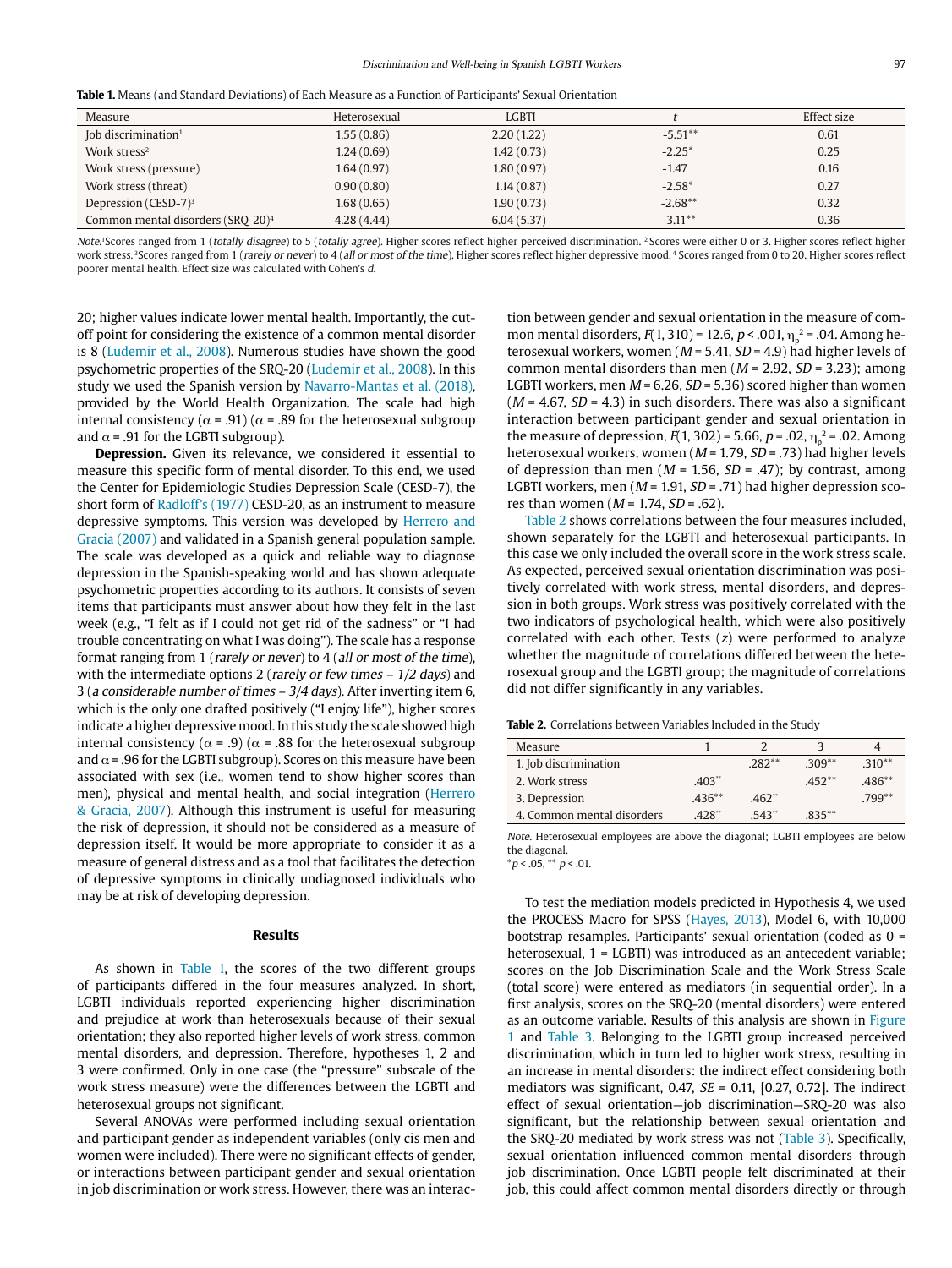**Table 1.** Means (and Standard Deviations) of Each Measure as a Function of Participants' Sexual Orientation

| Measure | Heterosexual | LGBTI | $t$ | Effect size |
|---|---|---|---|---|
| Job discrimination[1] | 1.55 (0.86) | 2.20 (1.22) | -5.51** | 0.61 |
| Work stress[2] | 1.24 (0.69) | 1.42 (0.73) | -2.25* | 0.25 |
| Work stress (pressure) | 1.64 (0.97) | 1.80 (0.97) | -1.47 | 0.16 |
| Work stress (threat) | 0.90 (0.80) | 1.14 (0.87) | -2.58* | 0.27 |
| Depression (CESD-7)[3] | 1.68 (0.65) | 1.90 (0.73) | -2.68** | 0.32 |
| Common mental disorders (SRQ-20)[4] | 4.28 (4.44) | 6.04 (5.37) | -3.11** | 0.36 |

*Note.*[1]Scores ranged from 1 (*totally disagree*) to 5 (*totally agree*). Higher scores reflect higher perceived discrimination. [2]Scores were either 0 or 3. Higher scores reflect higher work stress. [3]Scores ranged from 1 (*rarely or never*) to 4 (*all or most of the time*). Higher scores reflect higher depressive mood. [4]Scores ranged from 0 to 20. Higher scores reflect poorer mental health. Effect size was calculated with Cohen's *d*.

20; higher values indicate lower mental health. Importantly, the cut-off point for considering the existence of a common mental disorder is 8 (Ludemir et al., 2008). Numerous studies have shown the good psychometric properties of the SRQ-20 (Ludemir et al., 2008). In this study we used the Spanish version by Navarro-Mantas et al. (2018), provided by the World Health Organization. The scale had high internal consistency ($\alpha$ = .91) ($\alpha$ = .89 for the heterosexual subgroup and $\alpha$ = .91 for the LGBTI subgroup).

**Depression.** Given its relevance, we considered it essential to measure this specific form of mental disorder. To this end, we used the Center for Epidemiologic Studies Depression Scale (CESD-7), the short form of Radloff's (1977) CESD-20, as an instrument to measure depressive symptoms. This version was developed by Herrero and Gracia (2007) and validated in a Spanish general population sample. The scale was developed as a quick and reliable way to diagnose depression in the Spanish-speaking world and has shown adequate psychometric properties according to its authors. It consists of seven items that participants must answer about how they felt in the last week (e.g., "I felt as if I could not get rid of the sadness" or "I had trouble concentrating on what I was doing"). The scale has a response format ranging from 1 (*rarely or never*) to 4 (*all or most of the time*), with the intermediate options 2 (*rarely or few times – 1/2 days*) and 3 (*a considerable number of times – 3/4 days*). After inverting item 6, which is the only one drafted positively ("I enjoy life"), higher scores indicate a higher depressive mood. In this study the scale showed high internal consistency ($\alpha$ = .9) ($\alpha$ = .88 for the heterosexual subgroup and $\alpha$ = .96 for the LGBTI subgroup). Scores on this measure have been associated with sex (i.e., women tend to show higher scores than men), physical and mental health, and social integration (Herrero & Gracia, 2007). Although this instrument is useful for measuring the risk of depression, it should not be considered as a measure of depression itself. It would be more appropriate to consider it as a measure of general distress and as a tool that facilitates the detection of depressive symptoms in clinically undiagnosed individuals who may be at risk of developing depression.

## Results

As shown in Table 1, the scores of the two different groups of participants differed in the four measures analyzed. In short, LGBTI individuals reported experiencing higher discrimination and prejudice at work than heterosexuals because of their sexual orientation; they also reported higher levels of work stress, common mental disorders, and depression. Therefore, hypotheses 1, 2 and 3 were confirmed. Only in one case (the "pressure" subscale of the work stress measure) were the differences between the LGBTI and heterosexual groups not significant.

Several ANOVAs were performed including sexual orientation and participant gender as independent variables (only cis men and women were included). There were no significant effects of gender, or interactions between participant gender and sexual orientation in job discrimination or work stress. However, there was an interaction between gender and sexual orientation in the measure of common mental disorders, $F(1, 310) = 12.6$, $p < .001$, $\eta_p^2 = .04$. Among heterosexual workers, women ($M = 5.41$, $SD = 4.9$) had higher levels of common mental disorders than men ($M = 2.92$, $SD = 3.23$); among LGBTI workers, men $M = 6.26$, $SD = 5.36$) scored higher than women ($M = 4.67$, $SD = 4.3$) in such disorders. There was also a significant interaction between participant gender and sexual orientation in the measure of depression, $F(1, 302) = 5.66$, $p = .02$, $\eta_p^2 = .02$. Among heterosexual workers, women ($M = 1.79$, $SD = .73$) had higher levels of depression than men ($M = 1.56$, $SD = .47$); by contrast, among LGBTI workers, men ($M = 1.91$, $SD = .71$) had higher depression scores than women ($M = 1.74$, $SD = .62$).

Table 2 shows correlations between the four measures included, shown separately for the LGBTI and heterosexual participants. In this case we only included the overall score in the work stress scale. As expected, perceived sexual orientation discrimination was positively correlated with work stress, mental disorders, and depression in both groups. Work stress was positively correlated with the two indicators of psychological health, which were also positively correlated with each other. Tests ($z$) were performed to analyze whether the magnitude of correlations differed between the heterosexual group and the LGBTI group; the magnitude of correlations did not differ significantly in any variables.

**Table 2.** Correlations between Variables Included in the Study

| Measure | 1 | 2 | 3 | 4 |
|---|---|---|---|---|
| 1. Job discrimination | | .282** | .309** | .310** |
| 2. Work stress | .403** | | .452** | .486** |
| 3. Depression | .436** | .462** | | .799** |
| 4. Common mental disorders | .428** | .543** | .835** | |

*Note.* Heterosexual employees are above the diagonal; LGBTI employees are below the diagonal.
*$p$ < .05, ** $p$ < .01.

To test the mediation models predicted in Hypothesis 4, we used the PROCESS Macro for SPSS (Hayes, 2013), Model 6, with 10,000 bootstrap resamples. Participants' sexual orientation (coded as 0 = heterosexual, 1 = LGBTI) was introduced as an antecedent variable; scores on the Job Discrimination Scale and the Work Stress Scale (total score) were entered as mediators (in sequential order). In a first analysis, scores on the SRQ-20 (mental disorders) were entered as an outcome variable. Results of this analysis are shown in Figure 1 and Table 3. Belonging to the LGBTI group increased perceived discrimination, which in turn led to higher work stress, resulting in an increase in mental disorders: the indirect effect considering both mediators was significant, 0.47, $SE$ = 0.11, [0.27, 0.72]. The indirect effect of sexual orientation—job discrimination—SRQ-20 was also significant, but the relationship between sexual orientation and the SRQ-20 mediated by work stress was not (Table 3). Specifically, sexual orientation influenced common mental disorders through job discrimination. Once LGBTI people felt discriminated at their job, this could affect common mental disorders directly or through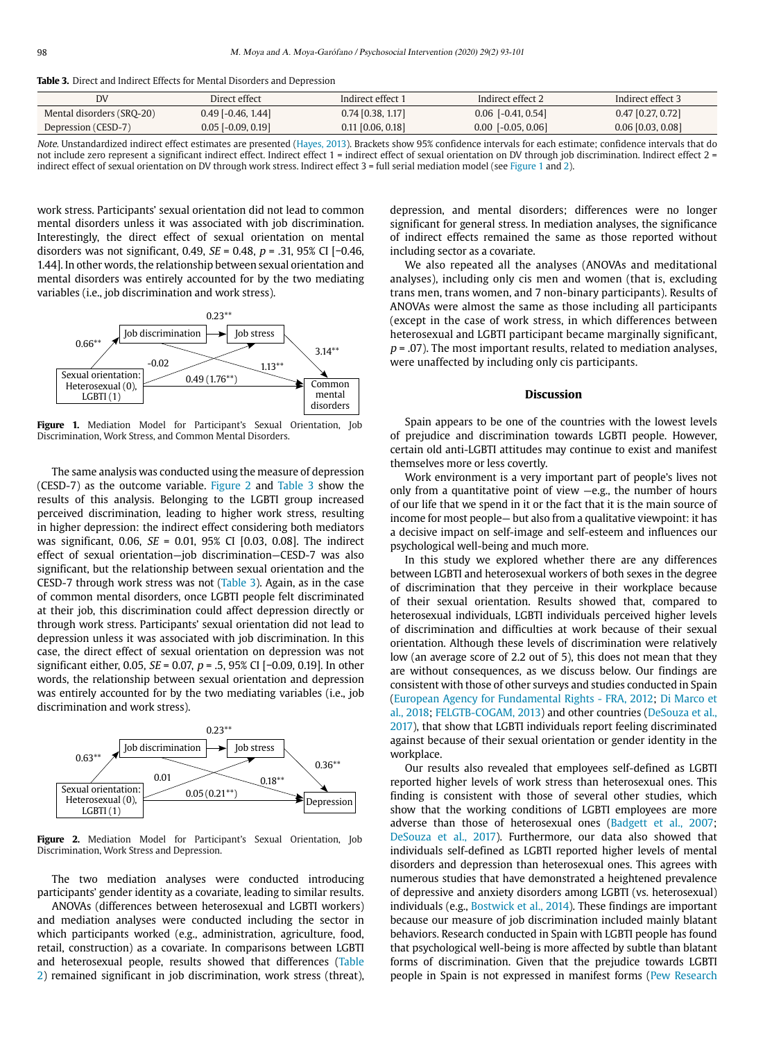**Table 3.** Direct and Indirect Effects for Mental Disorders and Depression

| DV | Direct effect | Indirect effect 1 | Indirect effect 2 | Indirect effect 3 |
|---|---|---|---|---|
| Mental disorders (SRQ-20) | 0.49 [-0.46, 1.44] | 0.74 [0.38, 1.17] | 0.06 [-0.41, 0.54] | 0.47 [0.27, 0.72] |
| Depression (CESD-7) | 0.05 [-0.09, 0.19] | 0.11 [0.06, 0.18] | 0.00 [-0.05, 0.06] | 0.06 [0.03, 0.08] |

*Note.* Unstandardized indirect effect estimates are presented (Hayes, 2013). Brackets show 95% confidence intervals for each estimate; confidence intervals that do not include zero represent a significant indirect effect. Indirect effect 1 = indirect effect of sexual orientation on DV through job discrimination. Indirect effect 2 = indirect effect of sexual orientation on DV through work stress. Indirect effect 3 = full serial mediation model (see Figure 1 and 2).

work stress. Participants' sexual orientation did not lead to common mental disorders unless it was associated with job discrimination. Interestingly, the direct effect of sexual orientation on mental disorders was not significant, 0.49, *SE* = 0.48, *p* = .31, 95% CI [−0.46, 1.44]. In other words, the relationship between sexual orientation and mental disorders was entirely accounted for by the two mediating variables (i.e., job discrimination and work stress).

**Figure 1.** Mediation Model for Participant's Sexual Orientation, Job Discrimination, Work Stress, and Common Mental Disorders.

The same analysis was conducted using the measure of depression (CESD-7) as the outcome variable. Figure 2 and Table 3 show the results of this analysis. Belonging to the LGBTI group increased perceived discrimination, leading to higher work stress, resulting in higher depression: the indirect effect considering both mediators was significant, 0.06, *SE* = 0.01, 95% CI [0.03, 0.08]. The indirect effect of sexual orientation—job discrimination—CESD-7 was also significant, but the relationship between sexual orientation and the CESD-7 through work stress was not (Table 3). Again, as in the case of common mental disorders, once LGBTI people felt discriminated at their job, this discrimination could affect depression directly or through work stress. Participants' sexual orientation did not lead to depression unless it was associated with job discrimination. In this case, the direct effect of sexual orientation on depression was not significant either, 0.05, *SE* = 0.07, *p* = .5, 95% CI [−0.09, 0.19]. In other words, the relationship between sexual orientation and depression was entirely accounted for by the two mediating variables (i.e., job discrimination and work stress).

**Figure 2.** Mediation Model for Participant's Sexual Orientation, Job Discrimination, Work Stress and Depression.

The two mediation analyses were conducted introducing participants' gender identity as a covariate, leading to similar results.

ANOVAs (differences between heterosexual and LGBTI workers) and mediation analyses were conducted including the sector in which participants worked (e.g., administration, agriculture, food, retail, construction) as a covariate. In comparisons between LGBTI and heterosexual people, results showed that differences (Table 2) remained significant in job discrimination, work stress (threat), depression, and mental disorders; differences were no longer significant for general stress. In mediation analyses, the significance of indirect effects remained the same as those reported without including sector as a covariate.

We also repeated all the analyses (ANOVAs and meditational analyses), including only cis men and women (that is, excluding trans men, trans women, and 7 non-binary participants). Results of ANOVAs were almost the same as those including all participants (except in the case of work stress, in which differences between heterosexual and LGBTI participant became marginally significant, *p* = .07). The most important results, related to mediation analyses, were unaffected by including only cis participants.

## Discussion

Spain appears to be one of the countries with the lowest levels of prejudice and discrimination towards LGBTI people. However, certain old anti-LGBTI attitudes may continue to exist and manifest themselves more or less covertly.

Work environment is a very important part of people's lives not only from a quantitative point of view —e.g., the number of hours of our life that we spend in it or the fact that it is the main source of income for most people— but also from a qualitative viewpoint: it has a decisive impact on self-image and self-esteem and influences our psychological well-being and much more.

In this study we explored whether there are any differences between LGBTI and heterosexual workers of both sexes in the degree of discrimination that they perceive in their workplace because of their sexual orientation. Results showed that, compared to heterosexual individuals, LGBTI individuals perceived higher levels of discrimination and difficulties at work because of their sexual orientation. Although these levels of discrimination were relatively low (an average score of 2.2 out of 5), this does not mean that they are without consequences, as we discuss below. Our findings are consistent with those of other surveys and studies conducted in Spain (European Agency for Fundamental Rights - FRA, 2012; Di Marco et al., 2018; FELGTB-COGAM, 2013) and other countries (DeSouza et al., 2017), that show that LGBTI individuals report feeling discriminated against because of their sexual orientation or gender identity in the workplace.

Our results also revealed that employees self-defined as LGBTI reported higher levels of work stress than heterosexual ones. This finding is consistent with those of several other studies, which show that the working conditions of LGBTI employees are more adverse than those of heterosexual ones (Badgett et al., 2007; DeSouza et al., 2017). Furthermore, our data also showed that individuals self-defined as LGBTI reported higher levels of mental disorders and depression than heterosexual ones. This agrees with numerous studies that have demonstrated a heightened prevalence of depressive and anxiety disorders among LGBTI (vs. heterosexual) individuals (e.g., Bostwick et al., 2014). These findings are important because our measure of job discrimination included mainly blatant behaviors. Research conducted in Spain with LGBTI people has found that psychological well-being is more affected by subtle than blatant forms of discrimination. Given that the prejudice towards LGBTI people in Spain is not expressed in manifest forms (Pew Research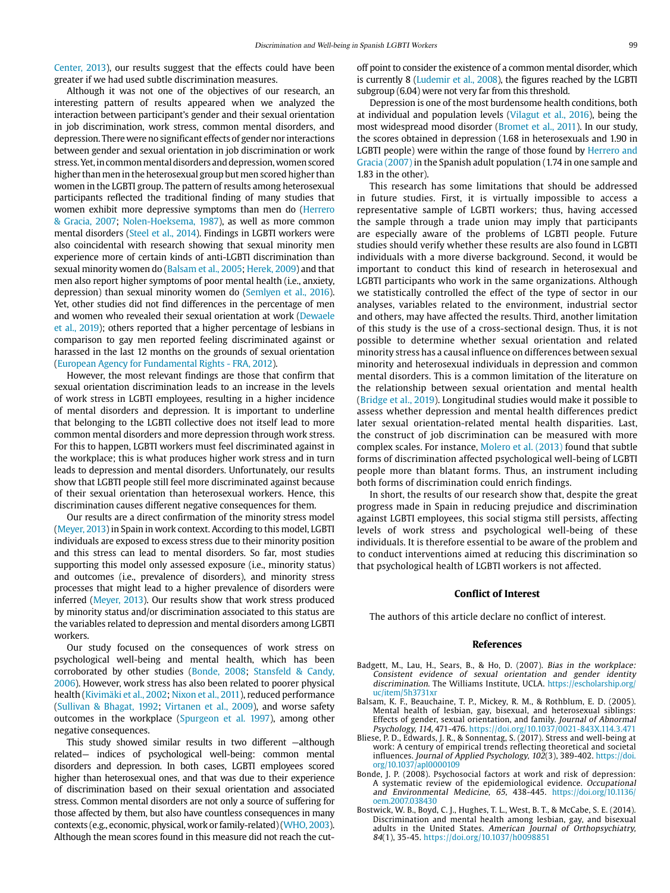Center, 2013), our results suggest that the effects could have been greater if we had used subtle discrimination measures.

Although it was not one of the objectives of our research, an interesting pattern of results appeared when we analyzed the interaction between participant's gender and their sexual orientation in job discrimination, work stress, common mental disorders, and depression. There were no significant effects of gender nor interactions between gender and sexual orientation in job discrimination or work stress. Yet, in common mental disorders and depression, women scored higher than men in the heterosexual group but men scored higher than women in the LGBTI group. The pattern of results among heterosexual participants reflected the traditional finding of many studies that women exhibit more depressive symptoms than men do (Herrero & Gracia, 2007; Nolen-Hoeksema, 1987), as well as more common mental disorders (Steel et al., 2014). Findings in LGBTI workers were also coincidental with research showing that sexual minority men experience more of certain kinds of anti-LGBTI discrimination than sexual minority women do (Balsam et al., 2005; Herek, 2009) and that men also report higher symptoms of poor mental health (i.e., anxiety, depression) than sexual minority women do (Semlyen et al., 2016). Yet, other studies did not find differences in the percentage of men and women who revealed their sexual orientation at work (Dewaele et al., 2019); others reported that a higher percentage of lesbians in comparison to gay men reported feeling discriminated against or harassed in the last 12 months on the grounds of sexual orientation (European Agency for Fundamental Rights - FRA, 2012).

However, the most relevant findings are those that confirm that sexual orientation discrimination leads to an increase in the levels of work stress in LGBTI employees, resulting in a higher incidence of mental disorders and depression. It is important to underline that belonging to the LGBTI collective does not itself lead to more common mental disorders and more depression through work stress. For this to happen, LGBTI workers must feel discriminated against in the workplace; this is what produces higher work stress and in turn leads to depression and mental disorders. Unfortunately, our results show that LGBTI people still feel more discriminated against because of their sexual orientation than heterosexual workers. Hence, this discrimination causes different negative consequences for them.

Our results are a direct confirmation of the minority stress model (Meyer, 2013) in Spain in work context. According to this model, LGBTI individuals are exposed to excess stress due to their minority position and this stress can lead to mental disorders. So far, most studies supporting this model only assessed exposure (i.e., minority status) and outcomes (i.e., prevalence of disorders), and minority stress processes that might lead to a higher prevalence of disorders were inferred (Meyer, 2013). Our results show that work stress produced by minority status and/or discrimination associated to this status are the variables related to depression and mental disorders among LGBTI workers.

Our study focused on the consequences of work stress on psychological well-being and mental health, which has been corroborated by other studies (Bonde, 2008; Stansfeld & Candy, 2006). However, work stress has also been related to poorer physical health (Kivimäki et al., 2002; Nixon et al., 2011), reduced performance (Sullivan & Bhagat, 1992; Virtanen et al., 2009), and worse safety outcomes in the workplace (Spurgeon et al. 1997), among other negative consequences.

This study showed similar results in two different —although related— indices of psychological well-being: common mental disorders and depression. In both cases, LGBTI employees scored higher than heterosexual ones, and that was due to their experience of discrimination based on their sexual orientation and associated stress. Common mental disorders are not only a source of suffering for those affected by them, but also have countless consequences in many contexts (e.g., economic, physical, work or family-related) (WHO, 2003). Although the mean scores found in this measure did not reach the cut-off point to consider the existence of a common mental disorder, which is currently 8 (Ludemir et al., 2008), the figures reached by the LGBTI subgroup (6.04) were not very far from this threshold.

Depression is one of the most burdensome health conditions, both at individual and population levels (Vilagut et al., 2016), being the most widespread mood disorder (Bromet et al., 2011). In our study, the scores obtained in depression (1.68 in heterosexuals and 1.90 in LGBTI people) were within the range of those found by Herrero and Gracia (2007) in the Spanish adult population (1.74 in one sample and 1.83 in the other).

This research has some limitations that should be addressed in future studies. First, it is virtually impossible to access a representative sample of LGBTI workers; thus, having accessed the sample through a trade union may imply that participants are especially aware of the problems of LGBTI people. Future studies should verify whether these results are also found in LGBTI individuals with a more diverse background. Second, it would be important to conduct this kind of research in heterosexual and LGBTI participants who work in the same organizations. Although we statistically controlled the effect of the type of sector in our analyses, variables related to the environment, industrial sector and others, may have affected the results. Third, another limitation of this study is the use of a cross-sectional design. Thus, it is not possible to determine whether sexual orientation and related minority stress has a causal influence on differences between sexual minority and heterosexual individuals in depression and common mental disorders. This is a common limitation of the literature on the relationship between sexual orientation and mental health (Bridge et al., 2019). Longitudinal studies would make it possible to assess whether depression and mental health differences predict later sexual orientation-related mental health disparities. Last, the construct of job discrimination can be measured with more complex scales. For instance, Molero et al. (2013) found that subtle forms of discrimination affected psychological well-being of LGBTI people more than blatant forms. Thus, an instrument including both forms of discrimination could enrich findings.

In short, the results of our research show that, despite the great progress made in Spain in reducing prejudice and discrimination against LGBTI employees, this social stigma still persists, affecting levels of work stress and psychological well-being of these individuals. It is therefore essential to be aware of the problem and to conduct interventions aimed at reducing this discrimination so that psychological health of LGBTI workers is not affected.

## Conflict of Interest

The authors of this article declare no conflict of interest.

## References

Badgett, M., Lau, H., Sears, B., & Ho, D. (2007). *Bias in the workplace: Consistent evidence of sexual orientation and gender identity discrimination*. The Williams Institute, UCLA. https://escholarship.org/uc/item/5h3731xr

Balsam, K. F., Beauchaine, T. P., Mickey, R. M., & Rothblum, E. D. (2005). Mental health of lesbian, gay, bisexual, and heterosexual siblings: Effects of gender, sexual orientation, and family. *Journal of Abnormal Psychology, 114*, 471-476. https://doi.org/10.1037/0021-843X.114.3.471

Bliese, P. D., Edwards, J. R., & Sonnentag, S. (2017). Stress and well-being at work: A century of empirical trends reflecting theoretical and societal influences. *Journal of Applied Psychology, 102*(3), 389-402. https://doi.org/10.1037/apl0000109

Bonde, J. P. (2008). Psychosocial factors at work and risk of depression: A systematic review of the epidemiological evidence. *Occupational and Environmental Medicine, 65*, 438-445. https://doi.org/10.1136/oem.2007.038430

Bostwick, W. B., Boyd, C. J., Hughes, T. L., West, B. T., & McCabe, S. E. (2014). Discrimination and mental health among lesbian, gay, and bisexual adults in the United States. *American Journal of Orthopsychiatry, 84*(1), 35-45. https://doi.org/10.1037/h0098851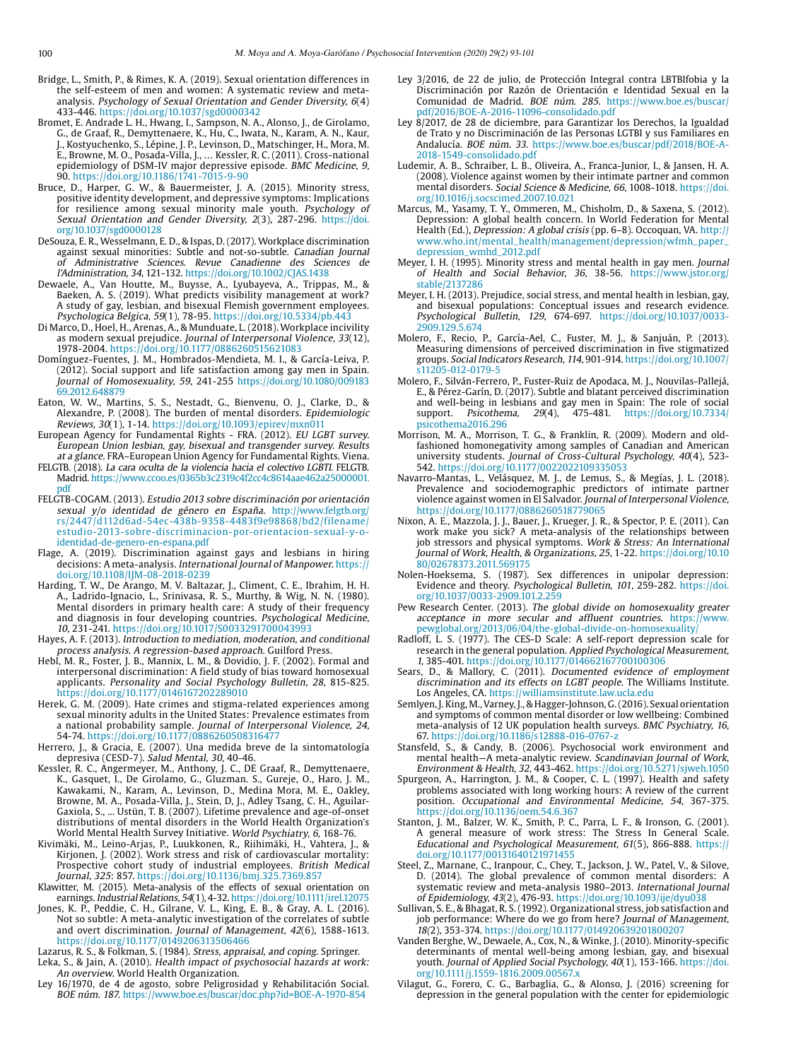Bridge, L., Smith, P., & Rimes, K. A. (2019). Sexual orientation differences in the self-esteem of men and women: A systematic review and meta-analysis. *Psychology of Sexual Orientation and Gender Diversity, 6*(4) 433-446. https://doi.org/10.1037/sgd0000342

Bromet, E. Andrade L. H., Hwang, I., Sampson, N. A., Alonso, J., de Girolamo, G., de Graaf, R., Demyttenaere, K., Hu, C., Iwata, N., Karam, A. N., Kaur, J., Kostyuchenko, S., Lépine, J. P., Levinson, D., Matschinger, H., Mora, M. E., Browne, M. O., Posada-Villa, J., … Kessler, R. C. (2011). Cross-national epidemiology of DSM-IV major depressive episode. *BMC Medicine, 9*, 90. https://doi.org/10.1186/1741-7015-9-90

Bruce, D., Harper, G. W., & Bauermeister, J. A. (2015). Minority stress, positive identity development, and depressive symptoms: Implications for resilience among sexual minority male youth. *Psychology of Sexual Orientation and Gender Diversity, 2*(3), 287-296. https://doi.org/10.1037/sgd0000128

DeSouza, E. R., Wesselmann, E. D., & Ispas, D. (2017). Workplace discrimination against sexual minorities: Subtle and not-so-subtle. *Canadian Journal of Administrative Sciences. Revue Canadienne des Sciences de l'Administration, 34*, 121-132. https://doi.org/10.1002/CJAS.1438

Dewaele, A., Van Houtte, M., Buysse, A., Lyubayeva, A., Trippas, M., & Baeken, A. S. (2019). What predicts visibility management at work? A study of gay, lesbian, and bisexual Flemish government employees. *Psychologica Belgica, 59*(1), 78-95. https://doi.org/10.5334/pb.443

Di Marco, D., Hoel, H., Arenas, A., & Munduate, L. (2018). Workplace incivility as modern sexual prejudice. *Journal of Interpersonal Violence, 33*(12), 1978-2004. https://doi.org/10.1177/0886260515621083

Domínguez-Fuentes, J. M., Hombrados-Mendieta, M. I., & García-Leiva, P. (2012). Social support and life satisfaction among gay men in Spain. *Journal of Homosexuality, 59*, 241-255 https://doi.org/10.1080/00918369.2012.648879

Eaton, W. W., Martins, S. S., Nestadt, G., Bienvenu, O. J., Clarke, D., & Alexandre, P. (2008). The burden of mental disorders. *Epidemiologic Reviews, 30*(1), 1-14. https://doi.org/10.1093/epirev/mxn011

European Agency for Fundamental Rights - FRA. (2012). *EU LGBT survey. European Union lesbian, gay, bisexual and transgender survey. Results at a glance.* FRA–European Union Agency for Fundamental Rights. Viena.

FELGTB. (2018). *La cara oculta de la violencia hacia el colectivo LGBTI.* FELGTB. Madrid. https://www.ccoo.es/0365b3c2319c4f2cc4c8614aae462a25000001.pdf

FELGTB-COGAM. (2013). *Estudio 2013 sobre discriminación por orientación sexual y/o identidad de género en España.* http://www.felgtb.org/rs/2447/d112d6ad-54ec-438b-9358-4483f9e98868/bd2/filename/estudio-2013-sobre-discriminacion-por-orientacion-sexual-y-o-identidad-de-genero-en-espana.pdf

Flage, A. (2019). Discrimination against gays and lesbians in hiring decisions: A meta-analysis. *International Journal of Manpower.* https://doi.org/10.1108/IJM-08-2018-0239

Harding, T. W., De Arango, M. V. Baltazar, J., Climent, C. E., Ibrahim, H. H. A., Ladrido-Ignacio, L., Srinivasa, R. S., Murthy, & Wig, N. N. (1980). Mental disorders in primary health care: A study of their frequency and diagnosis in four developing countries. *Psychological Medicine, 10*, 231-241. https://doi.org/10.1017/S0033291700043993

Hayes, A. F. (2013). *Introduction to mediation, moderation, and conditional process analysis. A regression-based approach.* Guilford Press.

Hebl, M. R., Foster, J. B., Mannix, L. M., & Dovidio, J. F. (2002). Formal and interpersonal discrimination: A field study of bias toward homosexual applicants. *Personality and Social Psychology Bulletin, 28*, 815-825. https://doi.org/10.1177/0146167202289010

Herek, G. M. (2009). Hate crimes and stigma-related experiences among sexual minority adults in the United States: Prevalence estimates from a national probability sample. *Journal of Interpersonal Violence, 24*, 54-74. https://doi.org/10.1177/0886260508316477

Herrero, J., & Gracia, E. (2007). Una medida breve de la sintomatología depresiva (CESD-7). *Salud Mental, 30*, 40-46.

Kessler, R. C., Angermeyer, M., Anthony, J. C., DE Graaf, R., Demyttenaere, K., Gasquet, I., De Girolamo, G., Gluzman. S., Gureje, O., Haro, J. M., Kawakami, N., Karam, A., Levinson, D., Medina Mora, M. E., Oakley, Browne, M. A., Posada-Villa, J., Stein, D, J., Adley Tsang, C. H., Aguilar-Gaxiola, S., … Ustün, T. B. (2007). Lifetime prevalence and age-of-onset distributions of mental disorders in the World Health Organization's World Mental Health Survey Initiative. *World Psychiatry, 6*, 168-76.

Kivimäki, M., Leino-Arjas, P., Luukkonen, R., Riihimäki, H., Vahtera, J., & Kirjonen, J. (2002). Work stress and risk of cardiovascular mortality: Prospective cohort study of industrial employees. *British Medical Journal, 325*: 857. https://doi.org/10.1136/bmj.325.7369.857

Klawitter, M. (2015). Meta-analysis of the effects of sexual orientation on earnings. *Industrial Relations, 54*(1), 4-32. https://doi.org/10.1111/irel.12075

Jones, K. P., Peddie, C. H., Gilrane, V. L., King, E. B., & Gray, A. L. (2016). Not so subtle: A meta-analytic investigation of the correlates of subtle and overt discrimination. *Journal of Management, 42*(6), 1588-1613. https://doi.org/10.1177/0149206313506466

Lazarus, R. S., & Folkman, S. (1984). *Stress, appraisal, and coping.* Springer.

Leka, S., & Jain, A. (2010). *Health impact of psychosocial hazards at work: An overview.* World Health Organization.

Ley 16/1970, de 4 de agosto, sobre Peligrosidad y Rehabilitación Social. *BOE núm. 187.* https://www.boe.es/buscar/doc.php?id=BOE-A-1970-854

Ley 3/2016, de 22 de julio, de Protección Integral contra LBTBIfobia y la Discriminación por Razón de Orientación e Identidad Sexual en la Comunidad de Madrid. *BOE núm. 285.* https://www.boe.es/buscar/pdf/2016/BOE-A-2016-11096-consolidado.pdf

Ley 8/2017, de 28 de diciembre, para Garantizar los Derechos, la Igualdad de Trato y no Discriminación de las Personas LGTBI y sus Familiares en Andalucía. *BOE núm. 33.* https://www.boe.es/buscar/pdf/2018/BOE-A-2018-1549-consolidado.pdf

Ludemir, A. B., Schraiber, L. B., Oliveira, A., Franca-Junior, I., & Jansen, H. A. (2008). Violence against women by their intimate partner and common mental disorders. *Social Science & Medicine, 66*, 1008-1018. https://doi.org/10.1016/j.socscimed.2007.10.021

Marcus, M., Yasamy, T. Y., Ommeren, M., Chisholm, D., & Saxena, S. (2012). Depression: A global health concern. In World Federation for Mental Health (Ed.), *Depression: A global crisis* (pp. 6–8). Occoquan, VA. http://www.who.int/mental_health/management/depression/wfmh_paper_depression_wmhd_2012.pdf

Meyer, I. H. (1995). Minority stress and mental health in gay men. *Journal of Health and Social Behavior, 36*, 38-56. https://www.jstor.org/stable/2137286

Meyer, I. H. (2013). Prejudice, social stress, and mental health in lesbian, gay, and bisexual populations: Conceptual issues and research evidence. *Psychological Bulletin, 129*, 674-697. https://doi.org/10.1037/0033-2909.129.5.674

Molero, F., Recio, P., García-Ael, C., Fuster, M. J., & Sanjuán, P. (2013). Measuring dimensions of perceived discrimination in five stigmatized groups. *Social Indicators Research, 114*, 901-914. https://doi.org/10.1007/s11205-012-0179-5

Molero, F., Silván-Ferrero, P., Fuster-Ruiz de Apodaca, M. J., Nouvilas-Pallejá, E., & Pérez-Garín, D. (2017). Subtle and blatant perceived discrimination and well-being in lesbians and gay men in Spain: The role of social support. *Psicothema, 29*(4), 475-481. https://doi.org/10.7334/psicothema2016.296

Morrison, M. A., Morrison, T. G., & Franklin, R. (2009). Modern and old-fashioned homonegativity among samples of Canadian and American university students. *Journal of Cross-Cultural Psychology, 40*(4), 523-542. https://doi.org/10.1177/0022022109335053

Navarro-Mantas, L., Velásquez, M. J., de Lemus, S., & Megías, J. L. (2018). Prevalence and sociodemographic predictors of intimate partner violence against women in El Salvador. *Journal of Interpersonal Violence*, https://doi.org/10.1177/0886260518779065

Nixon, A. E., Mazzola, J. J., Bauer, J., Krueger, J. R., & Spector, P. E. (2011). Can work make you sick? A meta-analysis of the relationships between job stressors and physical symptoms. *Work & Stress: An International Journal of Work, Health, & Organizations, 25*, 1-22. https://doi.org/10.1080/02678373.2011.569175

Nolen-Hoeksema, S. (1987). Sex differences in unipolar depression: Evidence and theory. *Psychological Bulletin, 101*, 259-282. https://doi.org/10.1037/0033-2909.101.2.259

Pew Research Center. (2013). *The global divide on homosexuality greater acceptance in more secular and affluent countries.* https://www.pewglobal.org/2013/06/04/the-global-divide-on-homosexuality/

Radloff, L. S. (1977). The CES-D Scale: A self-report depression scale for research in the general population. *Applied Psychological Measurement, 1*, 385-401. https://doi.org/10.1177/014662167700100306

Sears, D., & Mallory, C. (2011). *Documented evidence of employment discrimination and its effects on LGBT people.* The Williams Institute. Los Angeles, CA. https://williamsinstitute.law.ucla.edu

Semlyen, J. King, M., Varney, J., & Hagger-Johnson, G. (2016). Sexual orientation and symptoms of common mental disorder or low wellbeing: Combined meta-analysis of 12 UK population health surveys. *BMC Psychiatry, 16*, 67. https://doi.org/10.1186/s12888-016-0767-z

Stansfeld, S., & Candy, B. (2006). Psychosocial work environment and mental health—A meta-analytic review. *Scandinavian Journal of Work, Environment & Health, 32*, 443-462. https://doi.org/10.5271/sjweh.1050

Spurgeon, A., Harrington, J. M., & Cooper, C. L. (1997). Health and safety problems associated with long working hours: A review of the current position. *Occupational and Environmental Medicine, 54*, 367-375. https://doi.org/10.1136/oem.54.6.367

Stanton, J. M., Balzer, W. K., Smith, P. C., Parra, L. F., & Ironson, G. (2001). A general measure of work stress: The Stress In General Scale. *Educational and Psychological Measurement, 61*(5), 866-888. https://doi.org/10.1177/00131640121971455

Steel, Z., Marnane, C., Iranpour, C., Chey, T., Jackson, J. W., Patel, V., & Silove, D. (2014). The global prevalence of common mental disorders: A systematic review and meta-analysis 1980–2013. *International Journal of Epidemiology, 43*(2), 476-93. https://doi.org/10.1093/ije/dyu038

Sullivan, S. E., & Bhagat, R. S. (1992). Organizational stress, job satisfaction and job performance: Where do we go from here? *Journal of Management, 18*(2), 353-374. https://doi.org/10.1177/014920639201800207

Vanden Berghe, W., Dewaele, A., Cox, N., & Winke, J. (2010). Minority-specific determinants of mental well-being among lesbian, gay, and bisexual youth. *Journal of Applied Social Psychology, 40*(1), 153-166. https://doi.org/10.1111/j.1559-1816.2009.00567.x

Vilagut, G., Forero, C. G., Barbaglia, G., & Alonso, J. (2016) screening for depression in the general population with the center for epidemiologic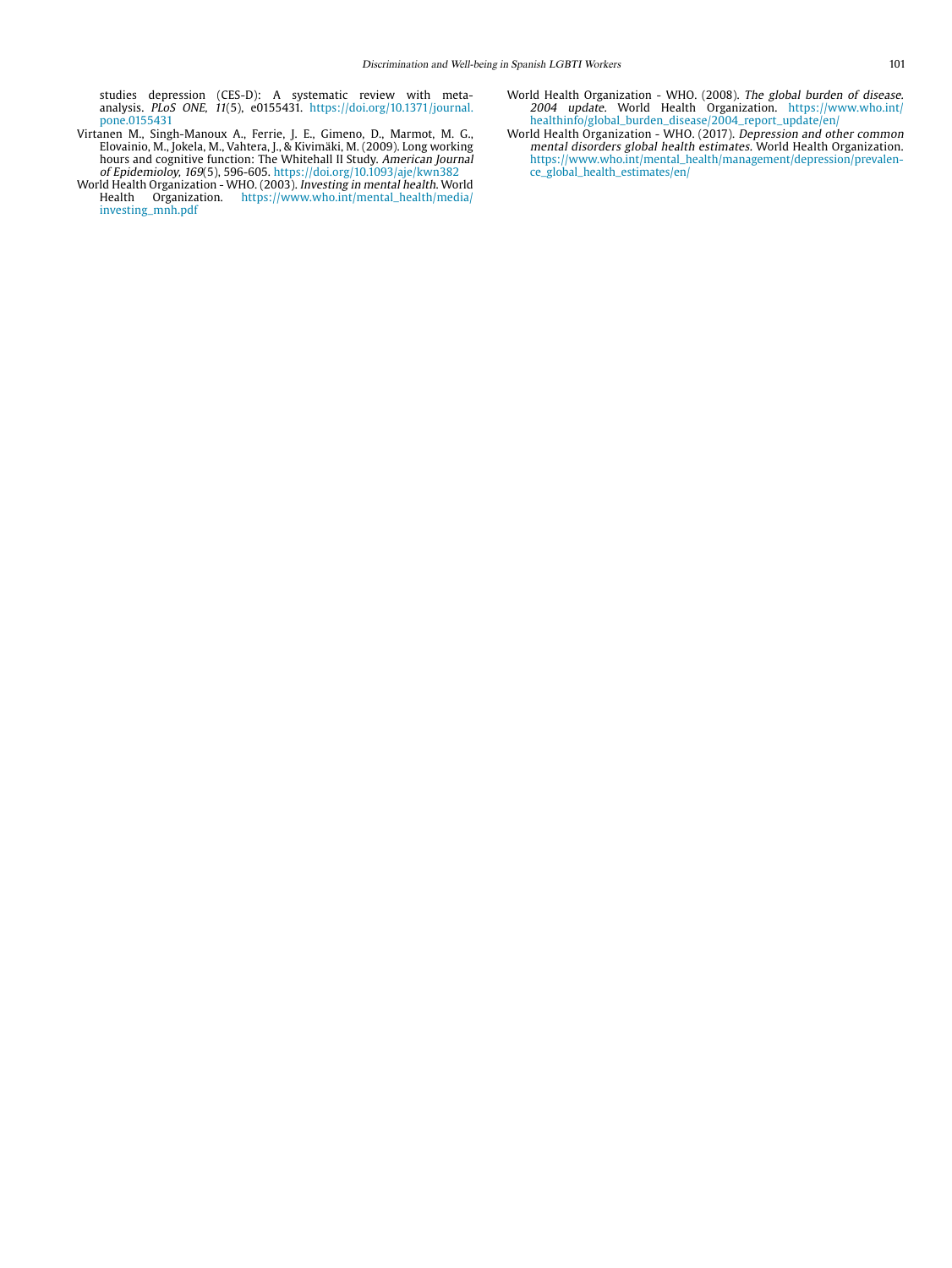studies depression (CES-D): A systematic review with meta-analysis. *PLoS ONE, 11*(5), e0155431. https://doi.org/10.1371/journal.pone.0155431

Virtanen M., Singh-Manoux A., Ferrie, J. E., Gimeno, D., Marmot, M. G., Elovainio, M., Jokela, M., Vahtera, J., & Kivimäki, M. (2009). Long working hours and cognitive function: The Whitehall II Study. *American Journal of Epidemioloy, 169*(5), 596-605. https://doi.org/10.1093/aje/kwn382

World Health Organization - WHO. (2003). *Investing in mental health*. World Health Organization. https://www.who.int/mental_health/media/investing_mnh.pdf

World Health Organization - WHO. (2008). *The global burden of disease. 2004 update*. World Health Organization. https://www.who.int/healthinfo/global_burden_disease/2004_report_update/en/

World Health Organization - WHO. (2017). *Depression and other common mental disorders global health estimates*. World Health Organization. https://www.who.int/mental_health/management/depression/prevalence_global_health_estimates/en/